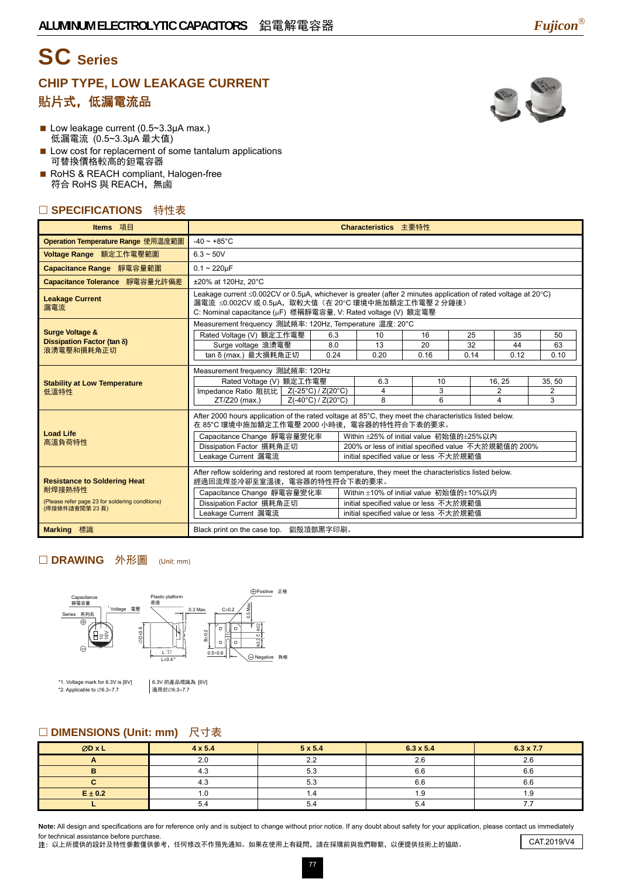# SC Series

## CHIP TYPE, LOW LEAKAGE CURRENT

## 貼片式，低漏電流品

- Low leakage current (0.5~3.3μA max.)
  低漏電流 (0.5~3.3μA 最大值)
- Low cost for replacement of some tantalum applications
  可替換價格較高的鉭電容器
- RoHS & REACH compliant, Halogen-free
  符合 RoHS 與 REACH，無鹵

## ☐ SPECIFICATIONS 特性表

| Items 項目 | Characteristics 主要特性 |
|---|---|
| **Operation Temperature Range** 使用溫度範圍 | -40 ~ +85°C |
| **Voltage Range** 額定工作電壓範圍 | 6.3 ~ 50V |
| **Capacitance Range** 靜電容量範圍 | 0.1 ~ 220μF |
| **Capacitance Tolerance** 靜電容量允許偏差 | ±20% at 120Hz, 20°C |
| **Leakage Current** 漏電流 | Leakage current ≤0.002CV or 0.5μA, whichever is greater (after 2 minutes application of rated voltage at 20°C)<br>漏電流 ≤0.002CV 或 0.5μA，取較大值（在 20°C 環境中施加額定工作電壓 2 分鐘後）<br>C: Nominal capacitance (μF) 標稱靜電容量, V: Rated voltage (V) 額定電壓 |
| **Surge Voltage & Dissipation Factor (tan δ)** 浪湧電壓和損耗角正切 | Measurement frequency 測試頻率: 120Hz, Temperature 溫度: 20°C (see table below) |
| **Stability at Low Temperature** 低溫特性 | Measurement frequency 測試頻率: 120Hz (see table below) |
| **Load Life** 高溫負荷特性 | After 2000 hours application of the rated voltage at 85°C, they meet the characteristics listed below.<br>在 85°C 環境中施加額定工作電壓 2000 小時後，電容器的特性符合下表的要求。<br>Capacitance Change 靜電容量變化率: Within ±25% of initial value 初始值的±25%以內<br>Dissipation Factor 損耗角正切: 200% or less of initial specified value 不大於規範值的 200%<br>Leakage Current 漏電流: initial specified value or less 不大於規範值 |
| **Resistance to Soldering Heat** 耐焊接熱特性<br>(Please refer page 23 for soldering conditions)<br>(焊接條件請查閱第 23 頁) | After reflow soldering and restored at room temperature, they meet the characteristics listed below.<br>經過回流焊並冷卻至室溫後，電容器的特性符合下表的要求。<br>Capacitance Change 靜電容量變化率: Within ±10% of initial value 初始值的±10%以內<br>Dissipation Factor 損耗角正切: initial specified value or less 不大於規範值<br>Leakage Current 漏電流: initial specified value or less 不大於規範值 |
| **Marking** 標識 | Black print on the case top. 鋁殼頂部黑字印刷。 |

**Surge Voltage & Dissipation Factor (tan δ)** — Measurement frequency 測試頻率: 120Hz, Temperature 溫度: 20°C

| Rated Voltage (V) 額定工作電壓 | 6.3 | 10 | 16 | 25 | 35 | 50 |
|---|---|---|---|---|---|---|
| Surge voltage 浪湧電壓 | 8.0 | 13 | 20 | 32 | 44 | 63 |
| tan δ (max.) 最大損耗角正切 | 0.24 | 0.20 | 0.16 | 0.14 | 0.12 | 0.10 |

**Stability at Low Temperature** — Measurement frequency 測試頻率: 120Hz

| Rated Voltage (V) 額定工作電壓 | | 6.3 | 10 | 16, 25 | 35, 50 |
|---|---|---|---|---|---|
| Impedance Ratio 阻抗比 ZT/Z20 (max.) | Z(-25°C) / Z(20°C) | 4 | 3 | 2 | 2 |
| | Z(-40°C) / Z(20°C) | 8 | 6 | 4 | 3 |

## ☐ DRAWING 外形圖 (Unit: mm)

Capacitance 靜電容量; Voltage 電壓; Series 系列名; Plastic platform 底座; 0.3 Max.; C±0.2; 0.5 Max.; B±0.2; A±0.2; E; 0.5~0.8; ⊕Positive 正極; ⊖Negative 負極; ∅D±0.5; L±0.4*2

*1. Voltage mark for 6.3V is [6V] | 6.3V 的產品標識為 [6V]
*2. Applicable to ∅6.3×7.7 | 適用於∅6.3×7.7

## ☐ DIMENSIONS (Unit: mm) 尺寸表

| ∅D x L | 4 x 5.4 | 5 x 5.4 | 6.3 x 5.4 | 6.3 x 7.7 |
|---|---|---|---|---|
| A | 2.0 | 2.2 | 2.6 | 2.6 |
| B | 4.3 | 5.3 | 6.6 | 6.6 |
| C | 4.3 | 5.3 | 6.6 | 6.6 |
| E ± 0.2 | 1.0 | 1.4 | 1.9 | 1.9 |
| L | 5.4 | 5.4 | 5.4 | 7.7 |

**Note:** All design and specifications are for reference only and is subject to change without prior notice. If any doubt about safety for your application, please contact us immediately for technical assistance before purchase.
**注**：以上所提供的設計及特性參數僅供參考，任何修改不作預先通知。如果在使用上有疑問，請在採購前與我們聯繫，以便提供技術上的協助。

CAT.2019/V4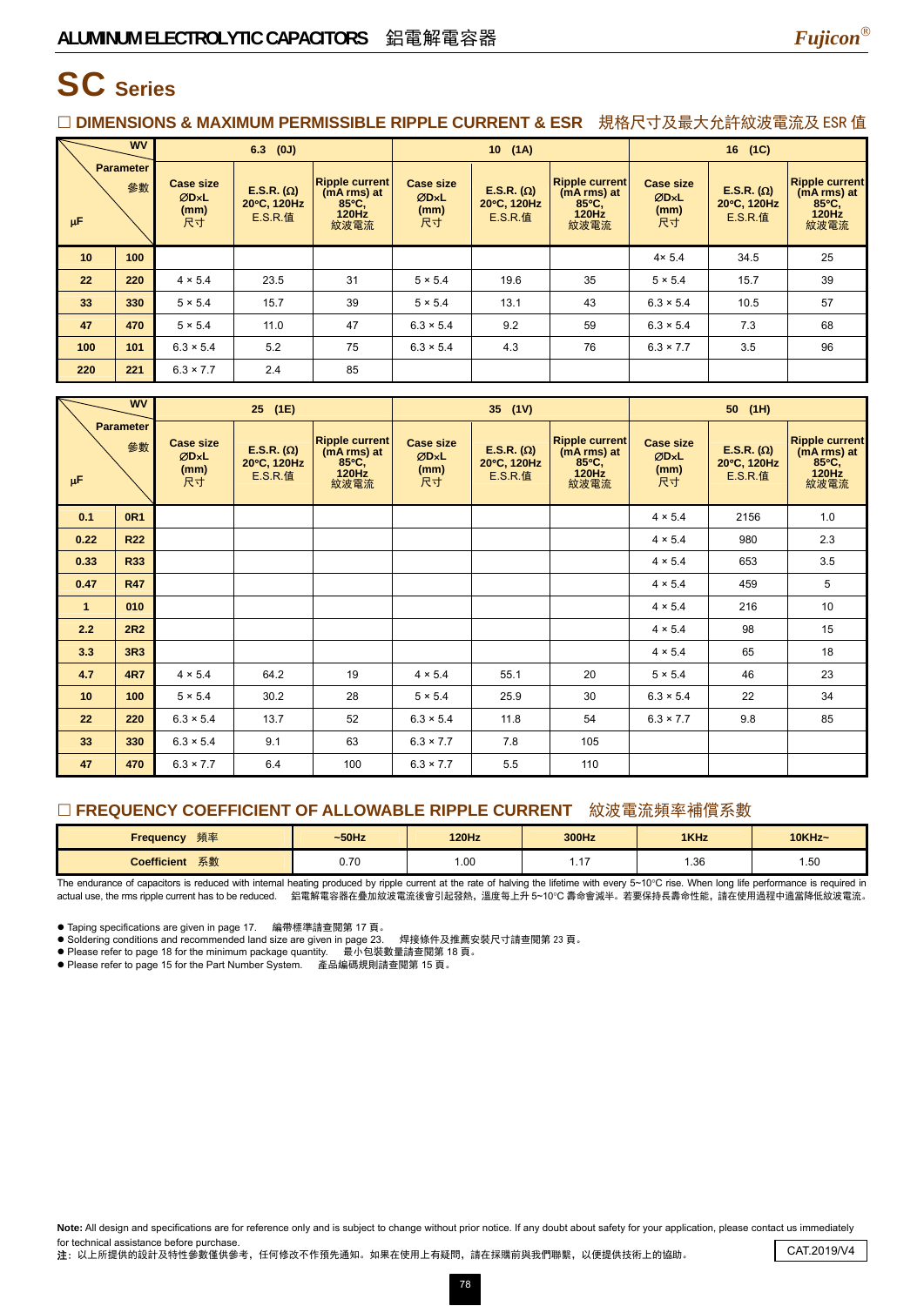# SC Series

## □ DIMENSIONS & MAXIMUM PERMISSIBLE RIPPLE CURRENT & ESR　規格尺寸及最大允許紋波電流及 ESR 值

| WV / Parameter 參數 / μF | | 6.3 (0J) | | | 10 (1A) | | | 16 (1C) | | |
|---|---|---|---|---|---|---|---|---|---|---|
| | | Case size ØDxL (mm) 尺寸 | E.S.R. (Ω) 20°C, 120Hz E.S.R.值 | Ripple current (mA rms) at 85°C, 120Hz 紋波電流 | Case size ØDxL (mm) 尺寸 | E.S.R. (Ω) 20°C, 120Hz E.S.R.值 | Ripple current (mA rms) at 85°C, 120Hz 紋波電流 | Case size ØDxL (mm) 尺寸 | E.S.R. (Ω) 20°C, 120Hz E.S.R.值 | Ripple current (mA rms) at 85°C, 120Hz 紋波電流 |
| 10 | 100 | | | | | | | 4× 5.4 | 34.5 | 25 |
| 22 | 220 | 4 × 5.4 | 23.5 | 31 | 5 × 5.4 | 19.6 | 35 | 5 × 5.4 | 15.7 | 39 |
| 33 | 330 | 5 × 5.4 | 15.7 | 39 | 5 × 5.4 | 13.1 | 43 | 6.3 × 5.4 | 10.5 | 57 |
| 47 | 470 | 5 × 5.4 | 11.0 | 47 | 6.3 × 5.4 | 9.2 | 59 | 6.3 × 5.4 | 7.3 | 68 |
| 100 | 101 | 6.3 × 5.4 | 5.2 | 75 | 6.3 × 5.4 | 4.3 | 76 | 6.3 × 7.7 | 3.5 | 96 |
| 220 | 221 | 6.3 × 7.7 | 2.4 | 85 | | | | | | |

| WV / Parameter 參數 / μF | | 25 (1E) | | | 35 (1V) | | | 50 (1H) | | |
|---|---|---|---|---|---|---|---|---|---|---|
| | | Case size ØDxL (mm) 尺寸 | E.S.R. (Ω) 20°C, 120Hz E.S.R.值 | Ripple current (mA rms) at 85°C, 120Hz 紋波電流 | Case size ØDxL (mm) 尺寸 | E.S.R. (Ω) 20°C, 120Hz E.S.R.值 | Ripple current (mA rms) at 85°C, 120Hz 紋波電流 | Case size ØDxL (mm) 尺寸 | E.S.R. (Ω) 20°C, 120Hz E.S.R.值 | Ripple current (mA rms) at 85°C, 120Hz 紋波電流 |
| 0.1 | 0R1 | | | | | | | 4 × 5.4 | 2156 | 1.0 |
| 0.22 | R22 | | | | | | | 4 × 5.4 | 980 | 2.3 |
| 0.33 | R33 | | | | | | | 4 × 5.4 | 653 | 3.5 |
| 0.47 | R47 | | | | | | | 4 × 5.4 | 459 | 5 |
| 1 | 010 | | | | | | | 4 × 5.4 | 216 | 10 |
| 2.2 | 2R2 | | | | | | | 4 × 5.4 | 98 | 15 |
| 3.3 | 3R3 | | | | | | | 4 × 5.4 | 65 | 18 |
| 4.7 | 4R7 | 4 × 5.4 | 64.2 | 19 | 4 × 5.4 | 55.1 | 20 | 5 × 5.4 | 46 | 23 |
| 10 | 100 | 5 × 5.4 | 30.2 | 28 | 5 × 5.4 | 25.9 | 30 | 6.3 × 5.4 | 22 | 34 |
| 22 | 220 | 6.3 × 5.4 | 13.7 | 52 | 6.3 × 5.4 | 11.8 | 54 | 6.3 × 7.7 | 9.8 | 85 |
| 33 | 330 | 6.3 × 5.4 | 9.1 | 63 | 6.3 × 7.7 | 7.8 | 105 | | | |
| 47 | 470 | 6.3 × 7.7 | 6.4 | 100 | 6.3 × 7.7 | 5.5 | 110 | | | |

## □ FREQUENCY COEFFICIENT OF ALLOWABLE RIPPLE CURRENT　紋波電流頻率補償系數

| Frequency 頻率 | ~50Hz | 120Hz | 300Hz | 1KHz | 10KHz~ |
|---|---|---|---|---|---|
| Coefficient 系數 | 0.70 | 1.00 | 1.17 | 1.36 | 1.50 |

The endurance of capacitors is reduced with internal heating produced by ripple current at the rate of halving the lifetime with every 5~10°C rise. When long life performance is required in actual use, the rms ripple current has to be reduced.　鋁電解電容器在疊加紋波電流後會引起發熱，溫度每上升 5~10°C 壽命會減半。若要保持長壽命性能，請在使用過程中適當降低紋波電流。

- Taping specifications are given in page 17.　編帶標準請查閱第 17 頁。
- Soldering conditions and recommended land size are given in page 23.　焊接條件及推薦安裝尺寸請查閱第 23 頁。
- Please refer to page 18 for the minimum package quantity.　最小包裝數量請查閱第 18 頁。
- Please refer to page 15 for the Part Number System.　產品編碼規則請查閱第 15 頁。

**Note:** All design and specifications are for reference only and is subject to change without prior notice. If any doubt about safety for your application, please contact us immediately for technical assistance before purchase.
**注**：以上所提供的設計及特性參數僅供參考，任何修改不作預先通知。如果在使用上有疑問，請在採購前與我們聯繫，以便提供技術上的協助。

CAT.2019/V4